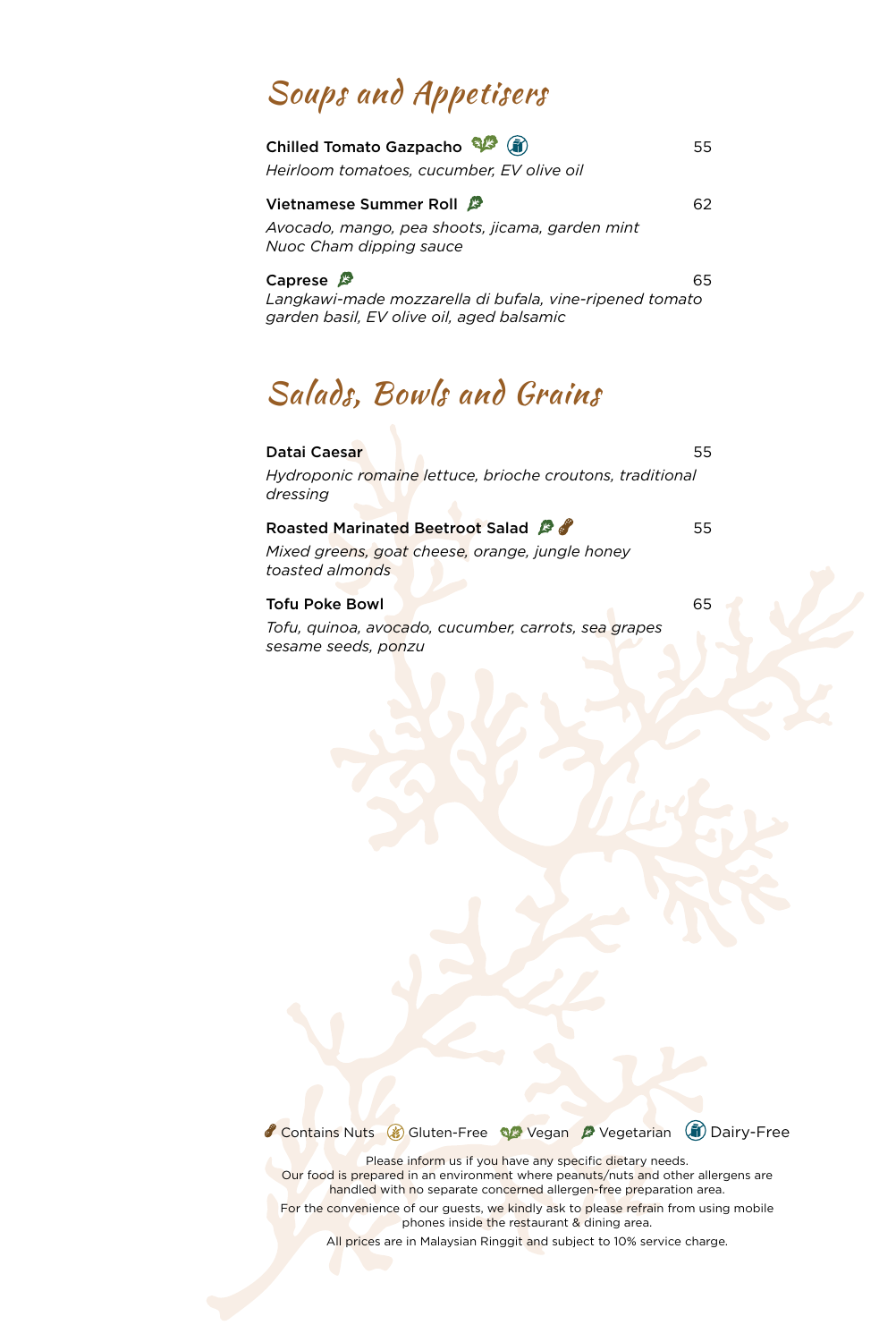## Soups and Appetisers

**Chilled Tomato Gazpacho** (Vegan) (Dairy-Free) 55

*Heirloom tomatoes, cucumber, EV olive oil*

**Vietnamese Summer Roll** (Vegetarian) 62

*Avocado, mango, pea shoots, jicama, garden mint*
*Nuoc Cham dipping sauce*

**Caprese** (Vegetarian) 65

*Langkawi-made mozzarella di bufala, vine-ripened tomato*
*garden basil, EV olive oil, aged balsamic*

## Salads, Bowls and Grains

**Datai Caesar** 55

*Hydroponic romaine lettuce, brioche croutons, traditional dressing*

**Roasted Marinated Beetroot Salad** (Vegetarian) (Contains Nuts) 55

*Mixed greens, goat cheese, orange, jungle honey*
*toasted almonds*

**Tofu Poke Bowl** 65

*Tofu, quinoa, avocado, cucumber, carrots, sea grapes*
*sesame seeds, ponzu*

Contains Nuts | Gluten-Free | Vegan | Vegetarian | Dairy-Free

Please inform us if you have any specific dietary needs.
Our food is prepared in an environment where peanuts/nuts and other allergens are handled with no separate concerned allergen-free preparation area.

For the convenience of our guests, we kindly ask to please refrain from using mobile phones inside the restaurant & dining area.

All prices are in Malaysian Ringgit and subject to 10% service charge.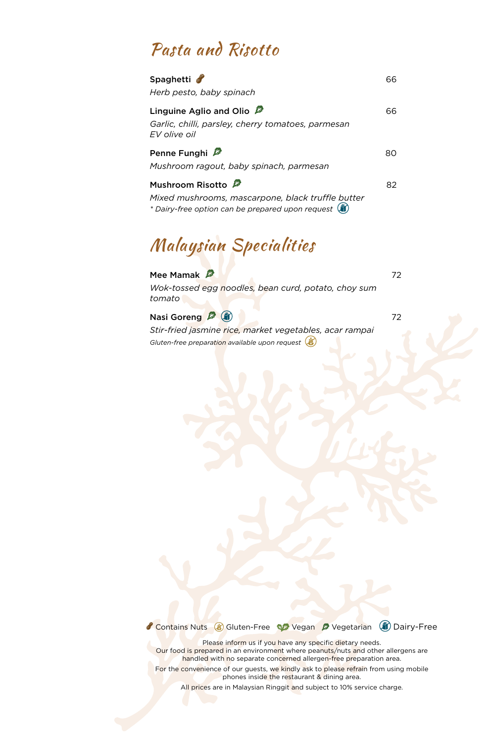## Pasta and Risotto

**Spaghetti** (Contains Nuts) — 66
*Herb pesto, baby spinach*

**Linguine Aglio and Olio** (Vegetarian) — 66
*Garlic, chilli, parsley, cherry tomatoes, parmesan EV olive oil*

**Penne Funghi** (Vegetarian) — 80
*Mushroom ragout, baby spinach, parmesan*

**Mushroom Risotto** (Vegetarian) — 82
*Mixed mushrooms, mascarpone, black truffle butter*
** Dairy-free option can be prepared upon request* (Dairy-Free)

## Malaysian Specialities

**Mee Mamak** (Vegetarian) — 72
*Wok-tossed egg noodles, bean curd, potato, choy sum tomato*

**Nasi Goreng** (Vegetarian) (Dairy-Free) — 72
*Stir-fried jasmine rice, market vegetables, acar rampai*
*Gluten-free preparation available upon request* (Gluten-Free)

Contains Nuts | Gluten-Free | Vegan | Vegetarian | Dairy-Free

Please inform us if you have any specific dietary needs.
Our food is prepared in an environment where peanuts/nuts and other allergens are handled with no separate concerned allergen-free preparation area.

For the convenience of our guests, we kindly ask to please refrain from using mobile phones inside the restaurant & dining area.

All prices are in Malaysian Ringgit and subject to 10% service charge.